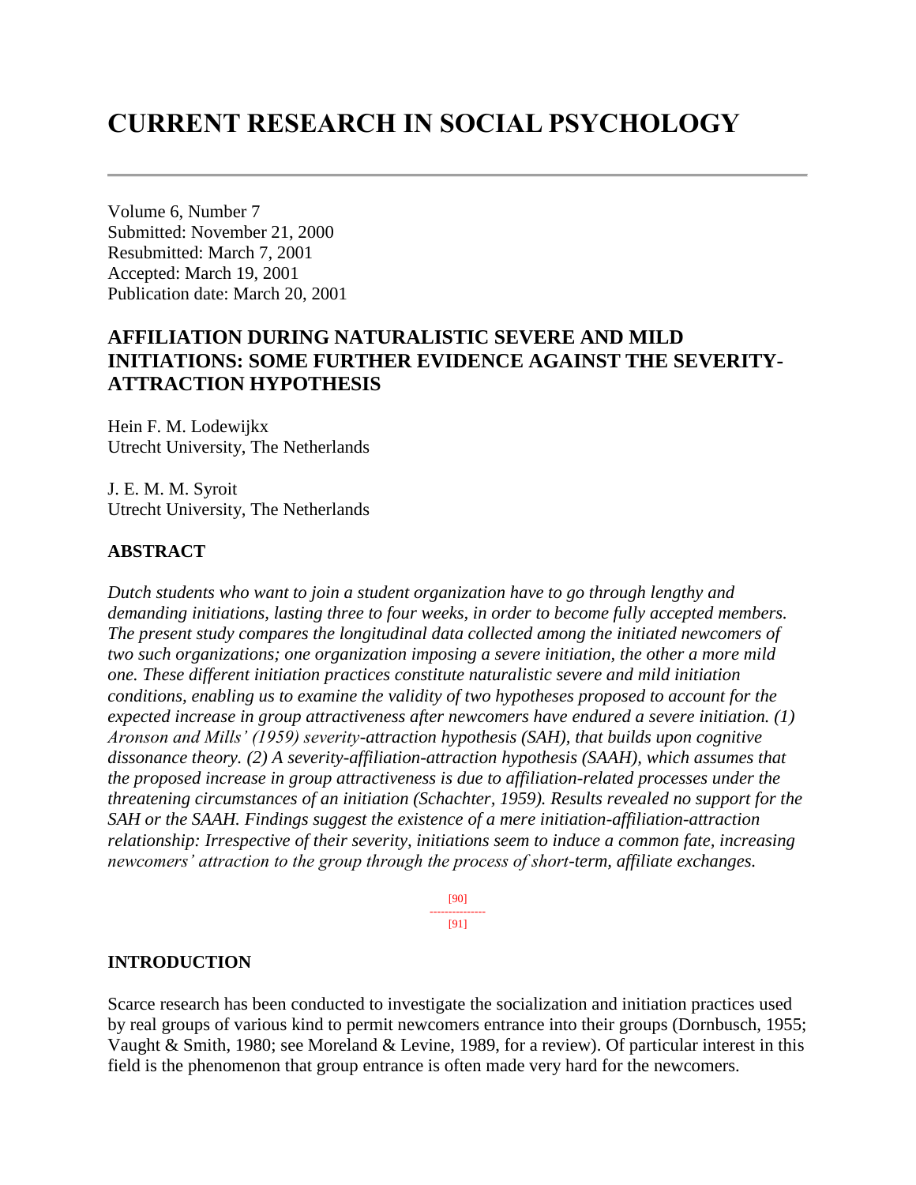# CURRENT RESEARCH IN SOCIAL PSYCHOLOGY

Volume 6, Number 7
Submitted: November 21, 2000
Resubmitted: March 7, 2001
Accepted: March 19, 2001
Publication date: March 20, 2001

## AFFILIATION DURING NATURALISTIC SEVERE AND MILD INITIATIONS: SOME FURTHER EVIDENCE AGAINST THE SEVERITY-ATTRACTION HYPOTHESIS

Hein F. M. Lodewijkx
Utrecht University, The Netherlands

J. E. M. M. Syroit
Utrecht University, The Netherlands

### ABSTRACT

*Dutch students who want to join a student organization have to go through lengthy and demanding initiations, lasting three to four weeks, in order to become fully accepted members. The present study compares the longitudinal data collected among the initiated newcomers of two such organizations; one organization imposing a severe initiation, the other a more mild one. These different initiation practices constitute naturalistic severe and mild initiation conditions, enabling us to examine the validity of two hypotheses proposed to account for the expected increase in group attractiveness after newcomers have endured a severe initiation. (1) Aronson and Mills' (1959) severity-attraction hypothesis (SAH), that builds upon cognitive dissonance theory. (2) A severity-affiliation-attraction hypothesis (SAAH), which assumes that the proposed increase in group attractiveness is due to affiliation-related processes under the threatening circumstances of an initiation (Schachter, 1959). Results revealed no support for the SAH or the SAAH. Findings suggest the existence of a mere initiation-affiliation-attraction relationship: Irrespective of their severity, initiations seem to induce a common fate, increasing newcomers' attraction to the group through the process of short-term, affiliate exchanges.*

### INTRODUCTION

Scarce research has been conducted to investigate the socialization and initiation practices used by real groups of various kind to permit newcomers entrance into their groups (Dornbusch, 1955; Vaught & Smith, 1980; see Moreland & Levine, 1989, for a review). Of particular interest in this field is the phenomenon that group entrance is often made very hard for the newcomers.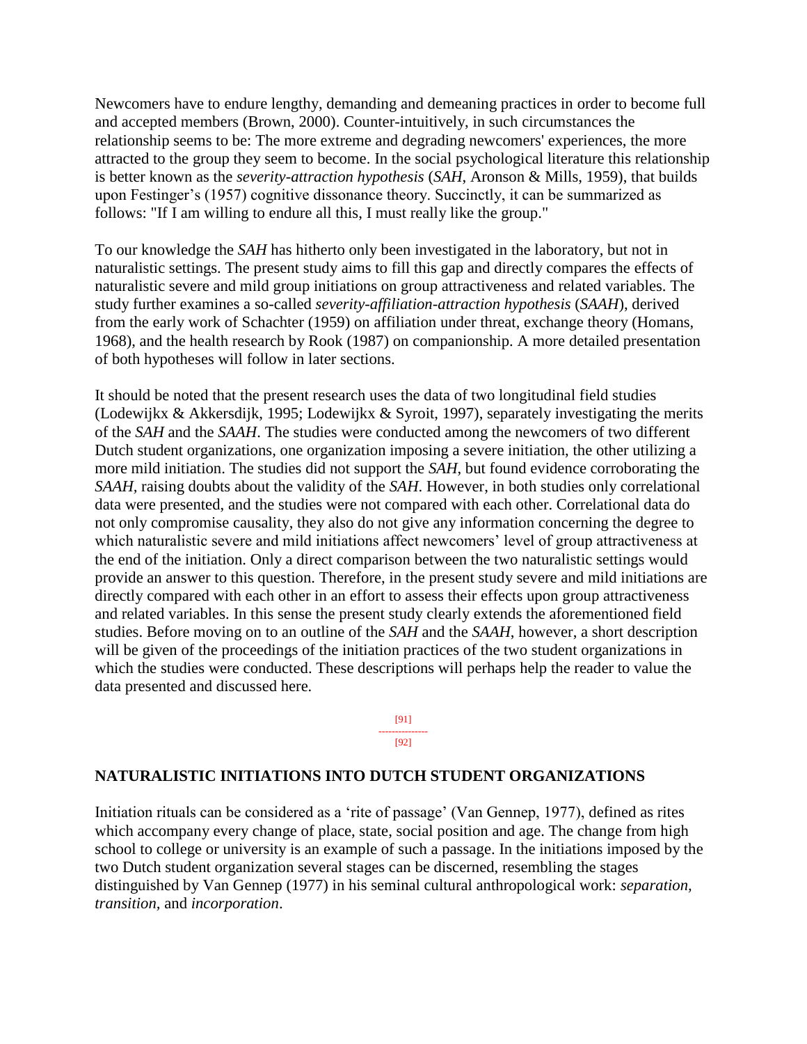Newcomers have to endure lengthy, demanding and demeaning practices in order to become full and accepted members (Brown, 2000). Counter-intuitively, in such circumstances the relationship seems to be: The more extreme and degrading newcomers' experiences, the more attracted to the group they seem to become. In the social psychological literature this relationship is better known as the *severity-attraction hypothesis* (*SAH*, Aronson & Mills, 1959), that builds upon Festinger's (1957) cognitive dissonance theory. Succinctly, it can be summarized as follows: "If I am willing to endure all this, I must really like the group."

To our knowledge the *SAH* has hitherto only been investigated in the laboratory, but not in naturalistic settings. The present study aims to fill this gap and directly compares the effects of naturalistic severe and mild group initiations on group attractiveness and related variables. The study further examines a so-called *severity-affiliation-attraction hypothesis* (*SAAH*), derived from the early work of Schachter (1959) on affiliation under threat, exchange theory (Homans, 1968), and the health research by Rook (1987) on companionship. A more detailed presentation of both hypotheses will follow in later sections.

It should be noted that the present research uses the data of two longitudinal field studies (Lodewijkx & Akkersdijk, 1995; Lodewijkx & Syroit, 1997), separately investigating the merits of the *SAH* and the *SAAH*. The studies were conducted among the newcomers of two different Dutch student organizations, one organization imposing a severe initiation, the other utilizing a more mild initiation. The studies did not support the *SAH*, but found evidence corroborating the *SAAH*, raising doubts about the validity of the *SAH*. However, in both studies only correlational data were presented, and the studies were not compared with each other. Correlational data do not only compromise causality, they also do not give any information concerning the degree to which naturalistic severe and mild initiations affect newcomers' level of group attractiveness at the end of the initiation. Only a direct comparison between the two naturalistic settings would provide an answer to this question. Therefore, in the present study severe and mild initiations are directly compared with each other in an effort to assess their effects upon group attractiveness and related variables. In this sense the present study clearly extends the aforementioned field studies. Before moving on to an outline of the *SAH* and the *SAAH*, however, a short description will be given of the proceedings of the initiation practices of the two student organizations in which the studies were conducted. These descriptions will perhaps help the reader to value the data presented and discussed here.

## NATURALISTIC INITIATIONS INTO DUTCH STUDENT ORGANIZATIONS

Initiation rituals can be considered as a 'rite of passage' (Van Gennep, 1977), defined as rites which accompany every change of place, state, social position and age. The change from high school to college or university is an example of such a passage. In the initiations imposed by the two Dutch student organization several stages can be discerned, resembling the stages distinguished by Van Gennep (1977) in his seminal cultural anthropological work: *separation, transition,* and *incorporation*.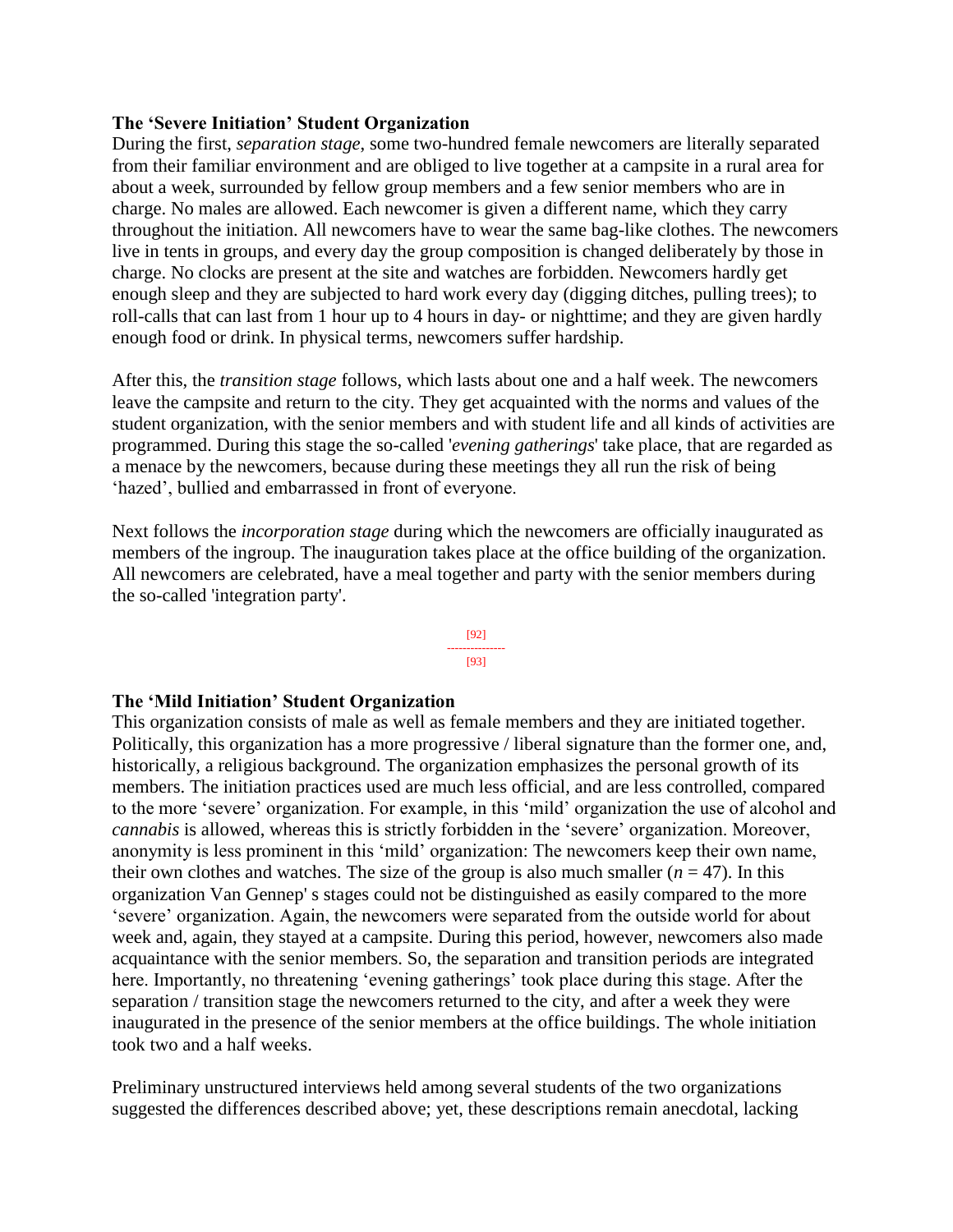### The 'Severe Initiation' Student Organization

During the first, *separation stage*, some two-hundred female newcomers are literally separated from their familiar environment and are obliged to live together at a campsite in a rural area for about a week, surrounded by fellow group members and a few senior members who are in charge. No males are allowed. Each newcomer is given a different name, which they carry throughout the initiation. All newcomers have to wear the same bag-like clothes. The newcomers live in tents in groups, and every day the group composition is changed deliberately by those in charge. No clocks are present at the site and watches are forbidden. Newcomers hardly get enough sleep and they are subjected to hard work every day (digging ditches, pulling trees); to roll-calls that can last from 1 hour up to 4 hours in day- or nighttime; and they are given hardly enough food or drink. In physical terms, newcomers suffer hardship.

After this, the *transition stage* follows, which lasts about one and a half week. The newcomers leave the campsite and return to the city. They get acquainted with the norms and values of the student organization, with the senior members and with student life and all kinds of activities are programmed. During this stage the so-called '*evening gatherings*' take place, that are regarded as a menace by the newcomers, because during these meetings they all run the risk of being 'hazed', bullied and embarrassed in front of everyone.

Next follows the *incorporation stage* during which the newcomers are officially inaugurated as members of the ingroup. The inauguration takes place at the office building of the organization. All newcomers are celebrated, have a meal together and party with the senior members during the so-called 'integration party'.

[92]
---------------
[93]

### The 'Mild Initiation' Student Organization

This organization consists of male as well as female members and they are initiated together. Politically, this organization has a more progressive / liberal signature than the former one, and, historically, a religious background. The organization emphasizes the personal growth of its members. The initiation practices used are much less official, and are less controlled, compared to the more 'severe' organization. For example, in this 'mild' organization the use of alcohol and *cannabis* is allowed, whereas this is strictly forbidden in the 'severe' organization. Moreover, anonymity is less prominent in this 'mild' organization: The newcomers keep their own name, their own clothes and watches. The size of the group is also much smaller ($n = 47$). In this organization Van Gennep' s stages could not be distinguished as easily compared to the more 'severe' organization. Again, the newcomers were separated from the outside world for about week and, again, they stayed at a campsite. During this period, however, newcomers also made acquaintance with the senior members. So, the separation and transition periods are integrated here. Importantly, no threatening 'evening gatherings' took place during this stage. After the separation / transition stage the newcomers returned to the city, and after a week they were inaugurated in the presence of the senior members at the office buildings. The whole initiation took two and a half weeks.

Preliminary unstructured interviews held among several students of the two organizations suggested the differences described above; yet, these descriptions remain anecdotal, lacking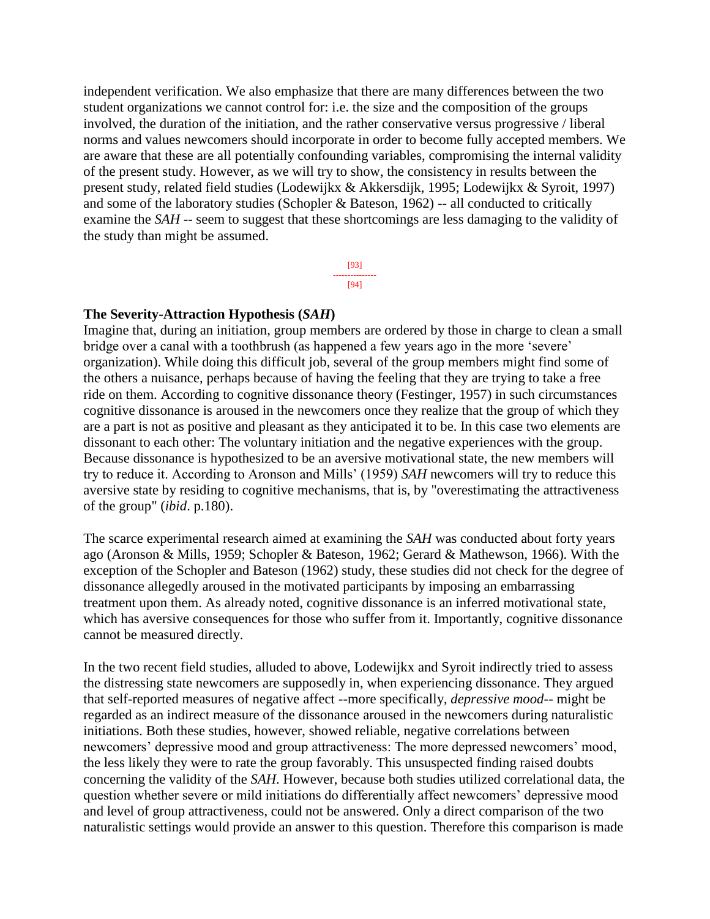independent verification. We also emphasize that there are many differences between the two student organizations we cannot control for: i.e. the size and the composition of the groups involved, the duration of the initiation, and the rather conservative versus progressive / liberal norms and values newcomers should incorporate in order to become fully accepted members. We are aware that these are all potentially confounding variables, compromising the internal validity of the present study. However, as we will try to show, the consistency in results between the present study, related field studies (Lodewijkx & Akkersdijk, 1995; Lodewijkx & Syroit, 1997) and some of the laboratory studies (Schopler & Bateson, 1962) -- all conducted to critically examine the *SAH* -- seem to suggest that these shortcomings are less damaging to the validity of the study than might be assumed.

[93]
---------------
[94]

**The Severity-Attraction Hypothesis (*SAH*)**

Imagine that, during an initiation, group members are ordered by those in charge to clean a small bridge over a canal with a toothbrush (as happened a few years ago in the more 'severe' organization). While doing this difficult job, several of the group members might find some of the others a nuisance, perhaps because of having the feeling that they are trying to take a free ride on them. According to cognitive dissonance theory (Festinger, 1957) in such circumstances cognitive dissonance is aroused in the newcomers once they realize that the group of which they are a part is not as positive and pleasant as they anticipated it to be. In this case two elements are dissonant to each other: The voluntary initiation and the negative experiences with the group. Because dissonance is hypothesized to be an aversive motivational state, the new members will try to reduce it. According to Aronson and Mills' (1959) *SAH* newcomers will try to reduce this aversive state by residing to cognitive mechanisms, that is, by "overestimating the attractiveness of the group" (*ibid*. p.180).

The scarce experimental research aimed at examining the *SAH* was conducted about forty years ago (Aronson & Mills, 1959; Schopler & Bateson, 1962; Gerard & Mathewson, 1966). With the exception of the Schopler and Bateson (1962) study, these studies did not check for the degree of dissonance allegedly aroused in the motivated participants by imposing an embarrassing treatment upon them. As already noted, cognitive dissonance is an inferred motivational state, which has aversive consequences for those who suffer from it. Importantly, cognitive dissonance cannot be measured directly.

In the two recent field studies, alluded to above, Lodewijkx and Syroit indirectly tried to assess the distressing state newcomers are supposedly in, when experiencing dissonance. They argued that self-reported measures of negative affect --more specifically, *depressive mood*-- might be regarded as an indirect measure of the dissonance aroused in the newcomers during naturalistic initiations. Both these studies, however, showed reliable, negative correlations between newcomers' depressive mood and group attractiveness: The more depressed newcomers' mood, the less likely they were to rate the group favorably. This unsuspected finding raised doubts concerning the validity of the *SAH*. However, because both studies utilized correlational data, the question whether severe or mild initiations do differentially affect newcomers' depressive mood and level of group attractiveness, could not be answered. Only a direct comparison of the two naturalistic settings would provide an answer to this question. Therefore this comparison is made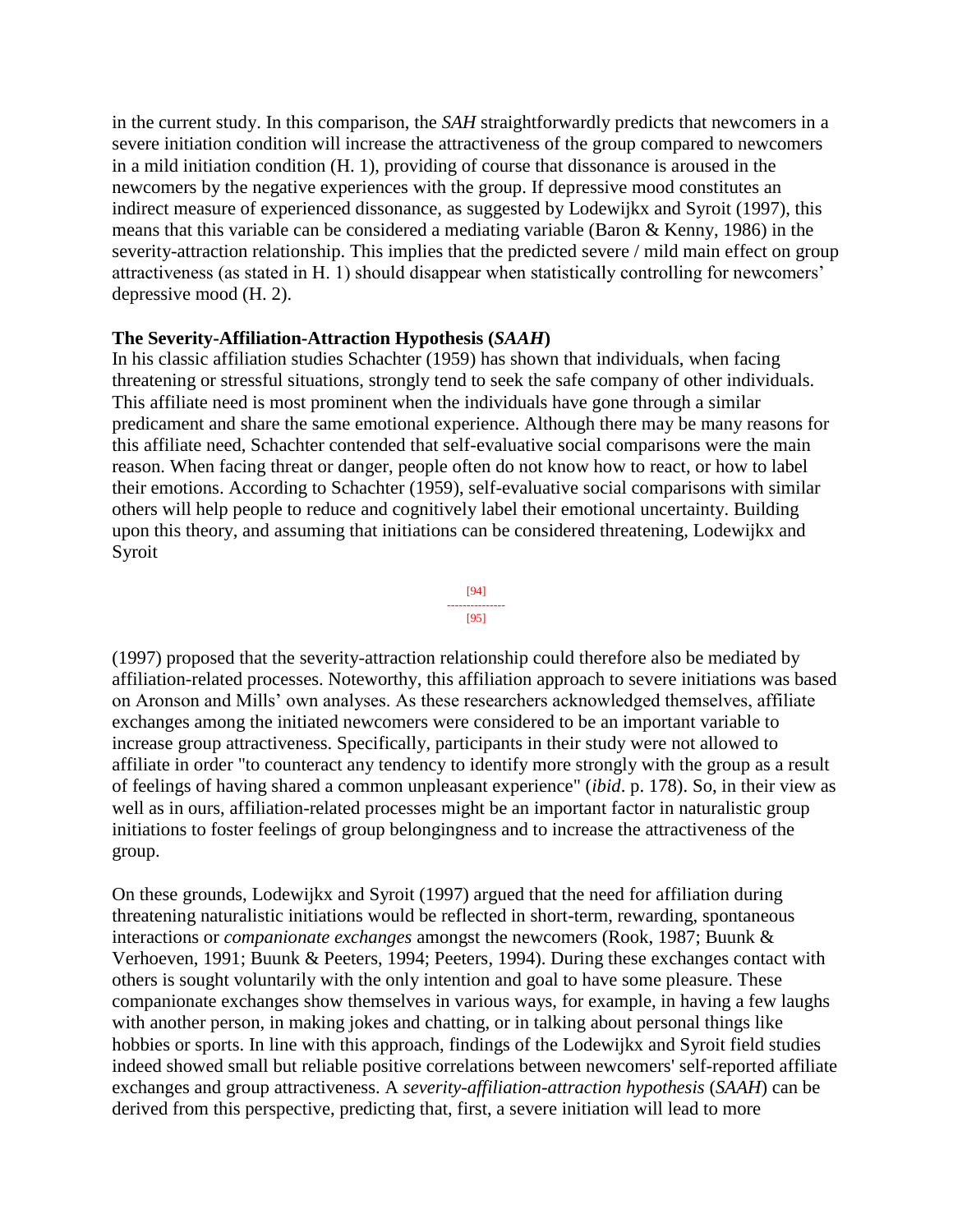in the current study. In this comparison, the *SAH* straightforwardly predicts that newcomers in a severe initiation condition will increase the attractiveness of the group compared to newcomers in a mild initiation condition (H. 1), providing of course that dissonance is aroused in the newcomers by the negative experiences with the group. If depressive mood constitutes an indirect measure of experienced dissonance, as suggested by Lodewijkx and Syroit (1997), this means that this variable can be considered a mediating variable (Baron & Kenny, 1986) in the severity-attraction relationship. This implies that the predicted severe / mild main effect on group attractiveness (as stated in H. 1) should disappear when statistically controlling for newcomers' depressive mood (H. 2).

**The Severity-Affiliation-Attraction Hypothesis (*SAAH*)**

In his classic affiliation studies Schachter (1959) has shown that individuals, when facing threatening or stressful situations, strongly tend to seek the safe company of other individuals. This affiliate need is most prominent when the individuals have gone through a similar predicament and share the same emotional experience. Although there may be many reasons for this affiliate need, Schachter contended that self-evaluative social comparisons were the main reason. When facing threat or danger, people often do not know how to react, or how to label their emotions. According to Schachter (1959), self-evaluative social comparisons with similar others will help people to reduce and cognitively label their emotional uncertainty. Building upon this theory, and assuming that initiations can be considered threatening, Lodewijkx and Syroit (1997) proposed that the severity-attraction relationship could therefore also be mediated by affiliation-related processes. Noteworthy, this affiliation approach to severe initiations was based on Aronson and Mills' own analyses. As these researchers acknowledged themselves, affiliate exchanges among the initiated newcomers were considered to be an important variable to increase group attractiveness. Specifically, participants in their study were not allowed to affiliate in order "to counteract any tendency to identify more strongly with the group as a result of feelings of having shared a common unpleasant experience" (*ibid*. p. 178). So, in their view as well as in ours, affiliation-related processes might be an important factor in naturalistic group initiations to foster feelings of group belongingness and to increase the attractiveness of the group.

On these grounds, Lodewijkx and Syroit (1997) argued that the need for affiliation during threatening naturalistic initiations would be reflected in short-term, rewarding, spontaneous interactions or *companionate exchanges* amongst the newcomers (Rook, 1987; Buunk & Verhoeven, 1991; Buunk & Peeters, 1994; Peeters, 1994). During these exchanges contact with others is sought voluntarily with the only intention and goal to have some pleasure. These companionate exchanges show themselves in various ways, for example, in having a few laughs with another person, in making jokes and chatting, or in talking about personal things like hobbies or sports. In line with this approach, findings of the Lodewijkx and Syroit field studies indeed showed small but reliable positive correlations between newcomers' self-reported affiliate exchanges and group attractiveness. A *severity-affiliation-attraction hypothesis* (*SAAH*) can be derived from this perspective, predicting that, first, a severe initiation will lead to more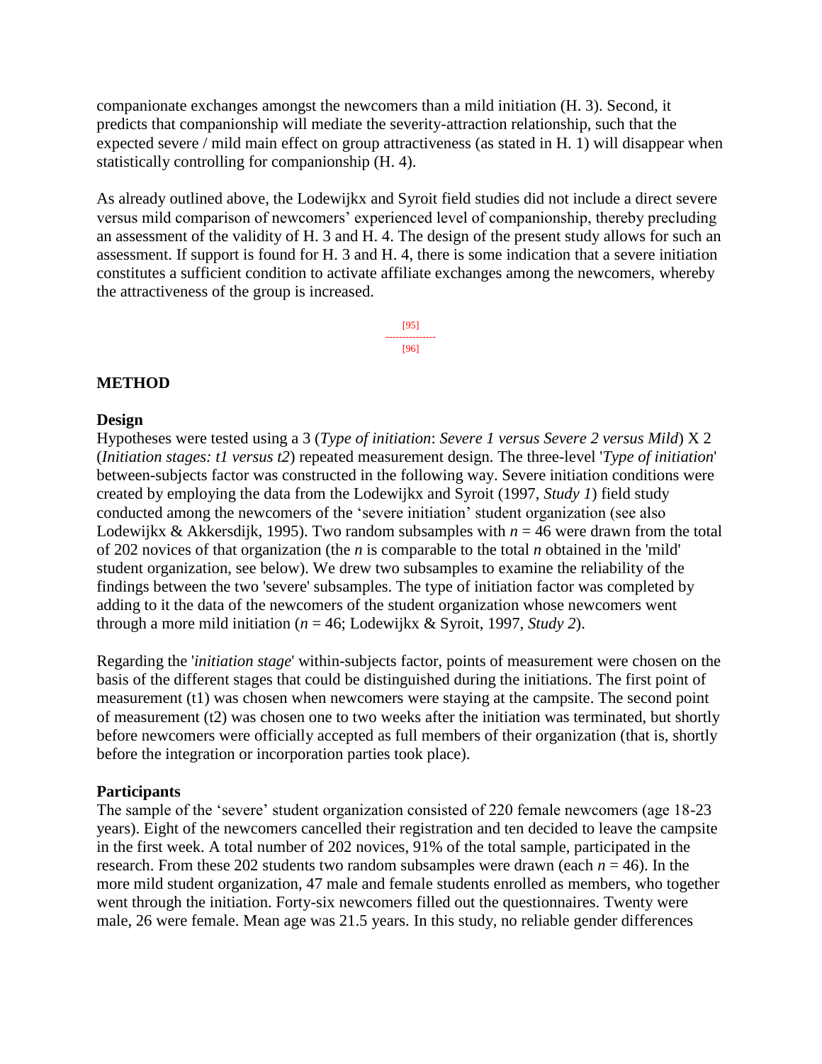companionate exchanges amongst the newcomers than a mild initiation (H. 3). Second, it predicts that companionship will mediate the severity-attraction relationship, such that the expected severe / mild main effect on group attractiveness (as stated in H. 1) will disappear when statistically controlling for companionship (H. 4).

As already outlined above, the Lodewijkx and Syroit field studies did not include a direct severe versus mild comparison of newcomers' experienced level of companionship, thereby precluding an assessment of the validity of H. 3 and H. 4. The design of the present study allows for such an assessment. If support is found for H. 3 and H. 4, there is some indication that a severe initiation constitutes a sufficient condition to activate affiliate exchanges among the newcomers, whereby the attractiveness of the group is increased.

[95]
--------------
[96]

## METHOD

### Design

Hypotheses were tested using a 3 (*Type of initiation*: *Severe 1 versus Severe 2 versus Mild*) X 2 (*Initiation stages: t1 versus t2*) repeated measurement design. The three-level '*Type of initiation*' between-subjects factor was constructed in the following way. Severe initiation conditions were created by employing the data from the Lodewijkx and Syroit (1997, *Study 1*) field study conducted among the newcomers of the 'severe initiation' student organization (see also Lodewijkx & Akkersdijk, 1995). Two random subsamples with $n = 46$ were drawn from the total of 202 novices of that organization (the $n$ is comparable to the total $n$ obtained in the 'mild' student organization, see below). We drew two subsamples to examine the reliability of the findings between the two 'severe' subsamples. The type of initiation factor was completed by adding to it the data of the newcomers of the student organization whose newcomers went through a more mild initiation ($n = 46$; Lodewijkx & Syroit, 1997, *Study 2*).

Regarding the '*initiation stage*' within-subjects factor, points of measurement were chosen on the basis of the different stages that could be distinguished during the initiations. The first point of measurement (t1) was chosen when newcomers were staying at the campsite. The second point of measurement (t2) was chosen one to two weeks after the initiation was terminated, but shortly before newcomers were officially accepted as full members of their organization (that is, shortly before the integration or incorporation parties took place).

### Participants

The sample of the 'severe' student organization consisted of 220 female newcomers (age 18-23 years). Eight of the newcomers cancelled their registration and ten decided to leave the campsite in the first week. A total number of 202 novices, 91% of the total sample, participated in the research. From these 202 students two random subsamples were drawn (each $n = 46$). In the more mild student organization, 47 male and female students enrolled as members, who together went through the initiation. Forty-six newcomers filled out the questionnaires. Twenty were male, 26 were female. Mean age was 21.5 years. In this study, no reliable gender differences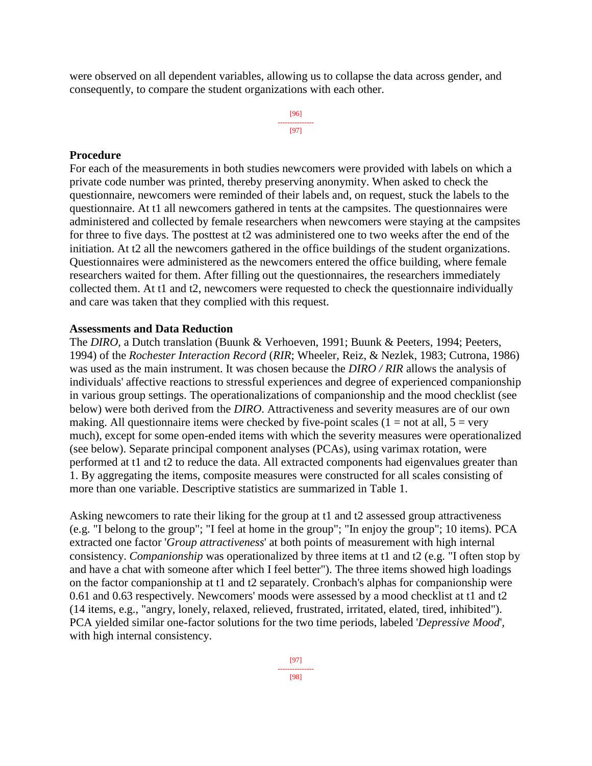were observed on all dependent variables, allowing us to collapse the data across gender, and consequently, to compare the student organizations with each other.

**Procedure**

For each of the measurements in both studies newcomers were provided with labels on which a private code number was printed, thereby preserving anonymity. When asked to check the questionnaire, newcomers were reminded of their labels and, on request, stuck the labels to the questionnaire. At t1 all newcomers gathered in tents at the campsites. The questionnaires were administered and collected by female researchers when newcomers were staying at the campsites for three to five days. The posttest at t2 was administered one to two weeks after the end of the initiation. At t2 all the newcomers gathered in the office buildings of the student organizations. Questionnaires were administered as the newcomers entered the office building, where female researchers waited for them. After filling out the questionnaires, the researchers immediately collected them. At t1 and t2, newcomers were requested to check the questionnaire individually and care was taken that they complied with this request.

**Assessments and Data Reduction**

The *DIRO*, a Dutch translation (Buunk & Verhoeven, 1991; Buunk & Peeters, 1994; Peeters, 1994) of the *Rochester Interaction Record* (*RIR*; Wheeler, Reiz, & Nezlek, 1983; Cutrona, 1986) was used as the main instrument. It was chosen because the *DIRO / RIR* allows the analysis of individuals' affective reactions to stressful experiences and degree of experienced companionship in various group settings. The operationalizations of companionship and the mood checklist (see below) were both derived from the *DIRO*. Attractiveness and severity measures are of our own making. All questionnaire items were checked by five-point scales (1 = not at all, 5 = very much), except for some open-ended items with which the severity measures were operationalized (see below). Separate principal component analyses (PCAs), using varimax rotation, were performed at t1 and t2 to reduce the data. All extracted components had eigenvalues greater than 1. By aggregating the items, composite measures were constructed for all scales consisting of more than one variable. Descriptive statistics are summarized in Table 1.

Asking newcomers to rate their liking for the group at t1 and t2 assessed group attractiveness (e.g. "I belong to the group"; "I feel at home in the group"; "In enjoy the group"; 10 items). PCA extracted one factor '*Group attractiveness*' at both points of measurement with high internal consistency. *Companionship* was operationalized by three items at t1 and t2 (e.g. "I often stop by and have a chat with someone after which I feel better"). The three items showed high loadings on the factor companionship at t1 and t2 separately. Cronbach's alphas for companionship were 0.61 and 0.63 respectively. Newcomers' moods were assessed by a mood checklist at t1 and t2 (14 items, e.g., "angry, lonely, relaxed, relieved, frustrated, irritated, elated, tired, inhibited"). PCA yielded similar one-factor solutions for the two time periods, labeled '*Depressive Mood*', with high internal consistency.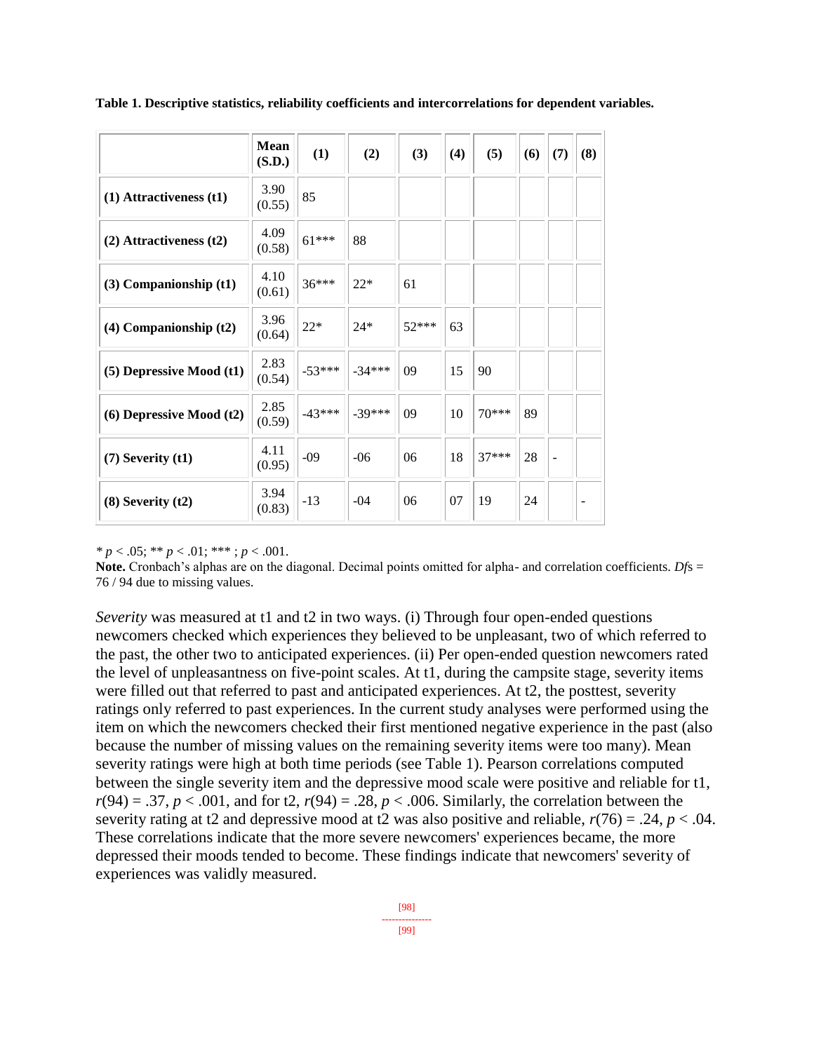**Table 1. Descriptive statistics, reliability coefficients and intercorrelations for dependent variables.**

| | Mean (S.D.) | (1) | (2) | (3) | (4) | (5) | (6) | (7) | (8) |
|---|---|---|---|---|---|---|---|---|---|
| **(1) Attractiveness (t1)** | 3.90 (0.55) | 85 | | | | | | | |
| **(2) Attractiveness (t2)** | 4.09 (0.58) | 61*** | 88 | | | | | | |
| **(3) Companionship (t1)** | 4.10 (0.61) | 36*** | 22* | 61 | | | | | |
| **(4) Companionship (t2)** | 3.96 (0.64) | 22* | 24* | 52*** | 63 | | | | |
| **(5) Depressive Mood (t1)** | 2.83 (0.54) | -53*** | -34*** | 09 | 15 | 90 | | | |
| **(6) Depressive Mood (t2)** | 2.85 (0.59) | -43*** | -39*** | 09 | 10 | 70*** | 89 | | |
| **(7) Severity (t1)** | 4.11 (0.95) | -09 | -06 | 06 | 18 | 37*** | 28 | - | |
| **(8) Severity (t2)** | 3.94 (0.83) | -13 | -04 | 06 | 07 | 19 | 24 | | - |

* $p < .05$; ** $p < .01$; *** ; $p < .001$.

**Note.** Cronbach's alphas are on the diagonal. Decimal points omitted for alpha- and correlation coefficients. *Df*s = 76 / 94 due to missing values.

*Severity* was measured at t1 and t2 in two ways. (i) Through four open-ended questions newcomers checked which experiences they believed to be unpleasant, two of which referred to the past, the other two to anticipated experiences. (ii) Per open-ended question newcomers rated the level of unpleasantness on five-point scales. At t1, during the campsite stage, severity items were filled out that referred to past and anticipated experiences. At t2, the posttest, severity ratings only referred to past experiences. In the current study analyses were performed using the item on which the newcomers checked their first mentioned negative experience in the past (also because the number of missing values on the remaining severity items were too many). Mean severity ratings were high at both time periods (see Table 1). Pearson correlations computed between the single severity item and the depressive mood scale were positive and reliable for t1, $r(94) = .37$, $p < .001$, and for t2, $r(94) = .28$, $p < .006$. Similarly, the correlation between the severity rating at t2 and depressive mood at t2 was also positive and reliable, $r(76) = .24$, $p < .04$. These correlations indicate that the more severe newcomers' experiences became, the more depressed their moods tended to become. These findings indicate that newcomers' severity of experiences was validly measured.

[98]

---------------

[99]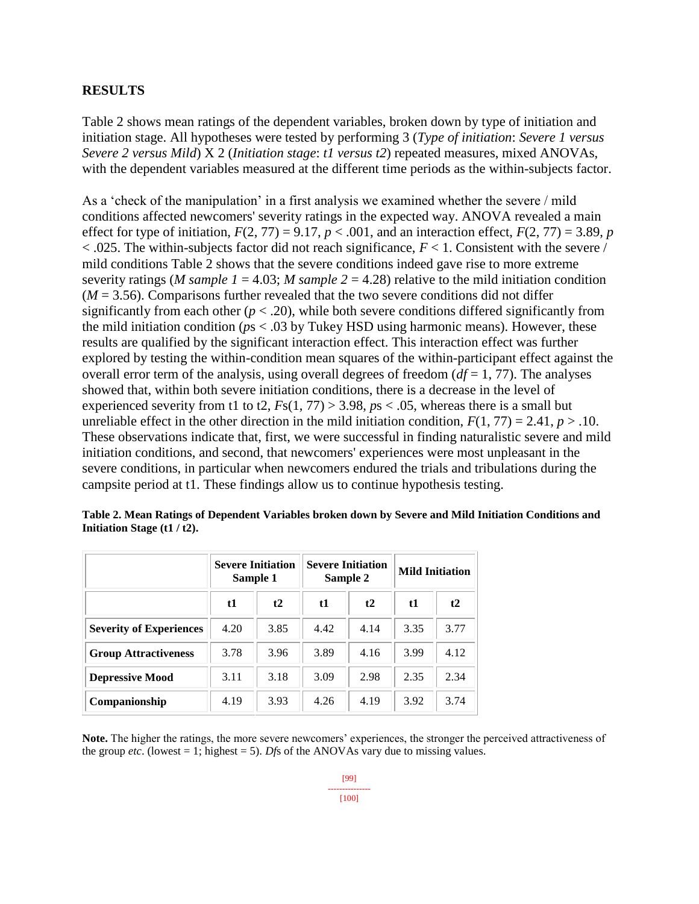## RESULTS

Table 2 shows mean ratings of the dependent variables, broken down by type of initiation and initiation stage. All hypotheses were tested by performing 3 (*Type of initiation*: *Severe 1 versus Severe 2 versus Mild*) X 2 (*Initiation stage*: *t1 versus t2*) repeated measures, mixed ANOVAs, with the dependent variables measured at the different time periods as the within-subjects factor.

As a 'check of the manipulation' in a first analysis we examined whether the severe / mild conditions affected newcomers' severity ratings in the expected way. ANOVA revealed a main effect for type of initiation, $F(2, 77) = 9.17$, $p < .001$, and an interaction effect, $F(2, 77) = 3.89$, $p < .025$. The within-subjects factor did not reach significance, $F < 1$. Consistent with the severe / mild conditions Table 2 shows that the severe conditions indeed gave rise to more extreme severity ratings (*M sample 1* = 4.03; *M sample 2* = 4.28) relative to the mild initiation condition ($M = 3.56$). Comparisons further revealed that the two severe conditions did not differ significantly from each other ($p < .20$), while both severe conditions differed significantly from the mild initiation condition (*p*s < .03 by Tukey HSD using harmonic means). However, these results are qualified by the significant interaction effect. This interaction effect was further explored by testing the within-condition mean squares of the within-participant effect against the overall error term of the analysis, using overall degrees of freedom ($df = 1, 77$). The analyses showed that, within both severe initiation conditions, there is a decrease in the level of experienced severity from t1 to t2, $F$s$(1, 77) > 3.98$, *p*s < .05, whereas there is a small but unreliable effect in the other direction in the mild initiation condition, $F(1, 77) = 2.41$, $p > .10$. These observations indicate that, first, we were successful in finding naturalistic severe and mild initiation conditions, and second, that newcomers' experiences were most unpleasant in the severe conditions, in particular when newcomers endured the trials and tribulations during the campsite period at t1. These findings allow us to continue hypothesis testing.

**Table 2. Mean Ratings of Dependent Variables broken down by Severe and Mild Initiation Conditions and Initiation Stage (t1 / t2).**

| | Severe Initiation Sample 1 | | Severe Initiation Sample 2 | | Mild Initiation | |
|---|---|---|---|---|---|---|
| | t1 | t2 | t1 | t2 | t1 | t2 |
| **Severity of Experiences** | 4.20 | 3.85 | 4.42 | 4.14 | 3.35 | 3.77 |
| **Group Attractiveness** | 3.78 | 3.96 | 3.89 | 4.16 | 3.99 | 4.12 |
| **Depressive Mood** | 3.11 | 3.18 | 3.09 | 2.98 | 2.35 | 2.34 |
| **Companionship** | 4.19 | 3.93 | 4.26 | 4.19 | 3.92 | 3.74 |

**Note.** The higher the ratings, the more severe newcomers' experiences, the stronger the perceived attractiveness of the group *etc*. (lowest = 1; highest = 5). *Df*s of the ANOVAs vary due to missing values.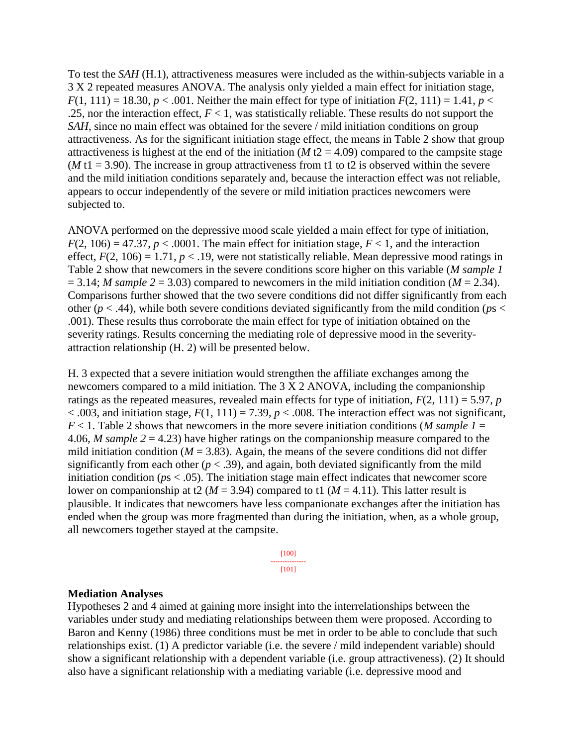To test the *SAH* (H.1), attractiveness measures were included as the within-subjects variable in a 3 X 2 repeated measures ANOVA. The analysis only yielded a main effect for initiation stage, $F(1, 111) = 18.30$, $p < .001$. Neither the main effect for type of initiation $F(2, 111) = 1.41$, $p < .25$, nor the interaction effect, $F < 1$, was statistically reliable. These results do not support the *SAH*, since no main effect was obtained for the severe / mild initiation conditions on group attractiveness. As for the significant initiation stage effect, the means in Table 2 show that group attractiveness is highest at the end of the initiation ($M$ t2 = 4.09) compared to the campsite stage ($M$ t1 = 3.90). The increase in group attractiveness from t1 to t2 is observed within the severe and the mild initiation conditions separately and, because the interaction effect was not reliable, appears to occur independently of the severe or mild initiation practices newcomers were subjected to.

ANOVA performed on the depressive mood scale yielded a main effect for type of initiation, $F(2, 106) = 47.37$, $p < .0001$. The main effect for initiation stage, $F < 1$, and the interaction effect, $F(2, 106) = 1.71$, $p < .19$, were not statistically reliable. Mean depressive mood ratings in Table 2 show that newcomers in the severe conditions score higher on this variable (*M sample 1* = 3.14; *M sample 2* = 3.03) compared to newcomers in the mild initiation condition ($M = 2.34$). Comparisons further showed that the two severe conditions did not differ significantly from each other ($p < .44$), while both severe conditions deviated significantly from the mild condition ($p$s < .001). These results thus corroborate the main effect for type of initiation obtained on the severity ratings. Results concerning the mediating role of depressive mood in the severity-attraction relationship (H. 2) will be presented below.

H. 3 expected that a severe initiation would strengthen the affiliate exchanges among the newcomers compared to a mild initiation. The 3 X 2 ANOVA, including the companionship ratings as the repeated measures, revealed main effects for type of initiation, $F(2, 111) = 5.97$, $p < .003$, and initiation stage, $F(1, 111) = 7.39$, $p < .008$. The interaction effect was not significant, $F < 1$. Table 2 shows that newcomers in the more severe initiation conditions (*M sample 1* = 4.06, *M sample 2* = 4.23) have higher ratings on the companionship measure compared to the mild initiation condition ($M = 3.83$). Again, the means of the severe conditions did not differ significantly from each other ($p < .39$), and again, both deviated significantly from the mild initiation condition ($p$s < .05). The initiation stage main effect indicates that newcomer score lower on companionship at t2 ($M = 3.94$) compared to t1 ($M = 4.11$). This latter result is plausible. It indicates that newcomers have less companionate exchanges after the initiation has ended when the group was more fragmented than during the initiation, when, as a whole group, all newcomers together stayed at the campsite.

[100]
---------------
[101]

**Mediation Analyses**

Hypotheses 2 and 4 aimed at gaining more insight into the interrelationships between the variables under study and mediating relationships between them were proposed. According to Baron and Kenny (1986) three conditions must be met in order to be able to conclude that such relationships exist. (1) A predictor variable (i.e. the severe / mild independent variable) should show a significant relationship with a dependent variable (i.e. group attractiveness). (2) It should also have a significant relationship with a mediating variable (i.e. depressive mood and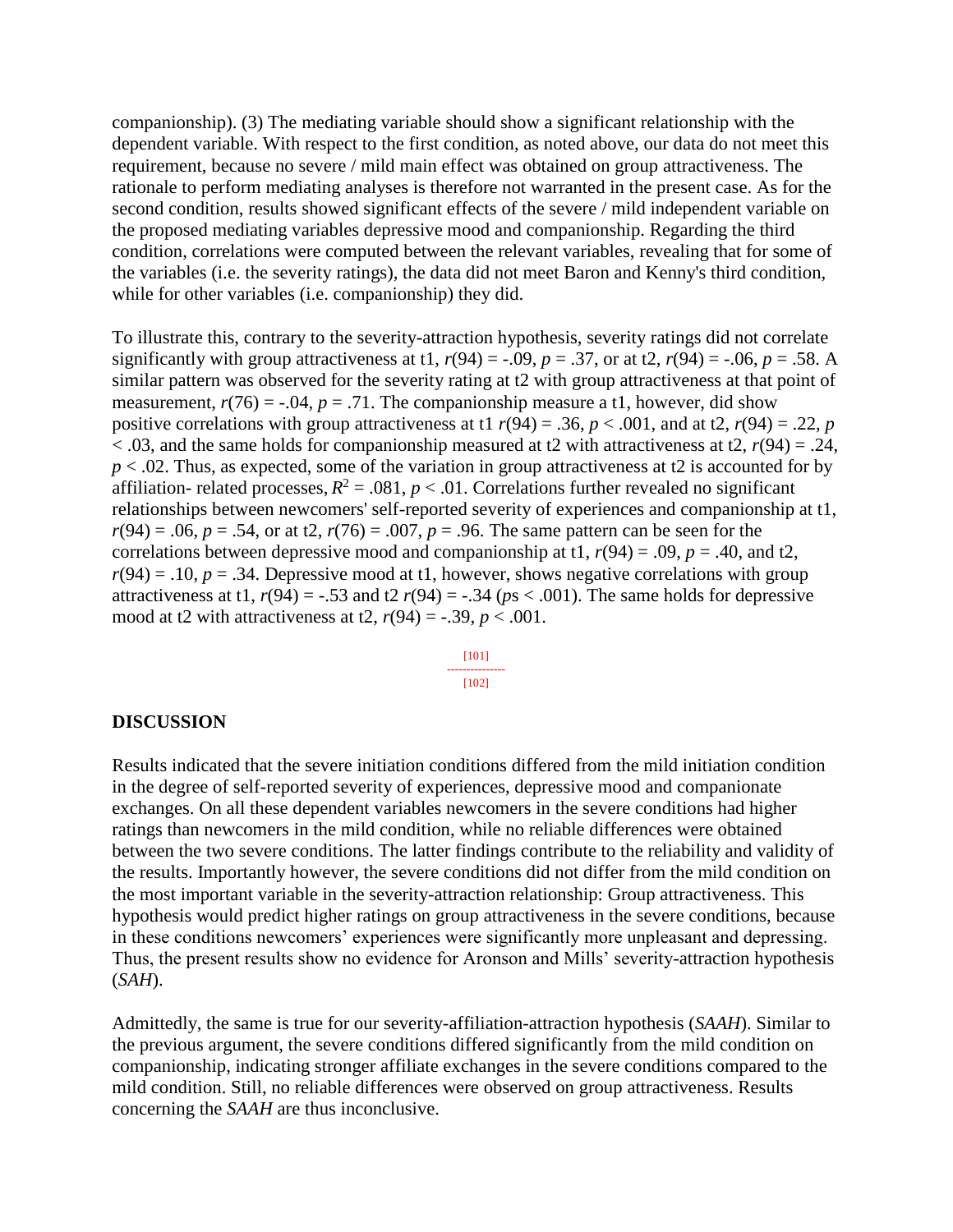companionship). (3) The mediating variable should show a significant relationship with the dependent variable. With respect to the first condition, as noted above, our data do not meet this requirement, because no severe / mild main effect was obtained on group attractiveness. The rationale to perform mediating analyses is therefore not warranted in the present case. As for the second condition, results showed significant effects of the severe / mild independent variable on the proposed mediating variables depressive mood and companionship. Regarding the third condition, correlations were computed between the relevant variables, revealing that for some of the variables (i.e. the severity ratings), the data did not meet Baron and Kenny's third condition, while for other variables (i.e. companionship) they did.

To illustrate this, contrary to the severity-attraction hypothesis, severity ratings did not correlate significantly with group attractiveness at t1, $r(94) = -.09$, $p = .37$, or at t2, $r(94) = -.06$, $p = .58$. A similar pattern was observed for the severity rating at t2 with group attractiveness at that point of measurement, $r(76) = -.04$, $p = .71$. The companionship measure a t1, however, did show positive correlations with group attractiveness at t1 $r(94) = .36$, $p < .001$, and at t2, $r(94) = .22$, $p < .03$, and the same holds for companionship measured at t2 with attractiveness at t2, $r(94) = .24$, $p < .02$. Thus, as expected, some of the variation in group attractiveness at t2 is accounted for by affiliation- related processes, $R^2 = .081$, $p < .01$. Correlations further revealed no significant relationships between newcomers' self-reported severity of experiences and companionship at t1, $r(94) = .06$, $p = .54$, or at t2, $r(76) = .007$, $p = .96$. The same pattern can be seen for the correlations between depressive mood and companionship at t1, $r(94) = .09$, $p = .40$, and t2, $r(94) = .10$, $p = .34$. Depressive mood at t1, however, shows negative correlations with group attractiveness at t1, $r(94) = -.53$ and t2 $r(94) = -.34$ ($p$s $< .001$). The same holds for depressive mood at t2 with attractiveness at t2, $r(94) = -.39$, $p < .001$.

## DISCUSSION

Results indicated that the severe initiation conditions differed from the mild initiation condition in the degree of self-reported severity of experiences, depressive mood and companionate exchanges. On all these dependent variables newcomers in the severe conditions had higher ratings than newcomers in the mild condition, while no reliable differences were obtained between the two severe conditions. The latter findings contribute to the reliability and validity of the results. Importantly however, the severe conditions did not differ from the mild condition on the most important variable in the severity-attraction relationship: Group attractiveness. This hypothesis would predict higher ratings on group attractiveness in the severe conditions, because in these conditions newcomers' experiences were significantly more unpleasant and depressing. Thus, the present results show no evidence for Aronson and Mills' severity-attraction hypothesis (*SAH*).

Admittedly, the same is true for our severity-affiliation-attraction hypothesis (*SAAH*). Similar to the previous argument, the severe conditions differed significantly from the mild condition on companionship, indicating stronger affiliate exchanges in the severe conditions compared to the mild condition. Still, no reliable differences were observed on group attractiveness. Results concerning the *SAAH* are thus inconclusive.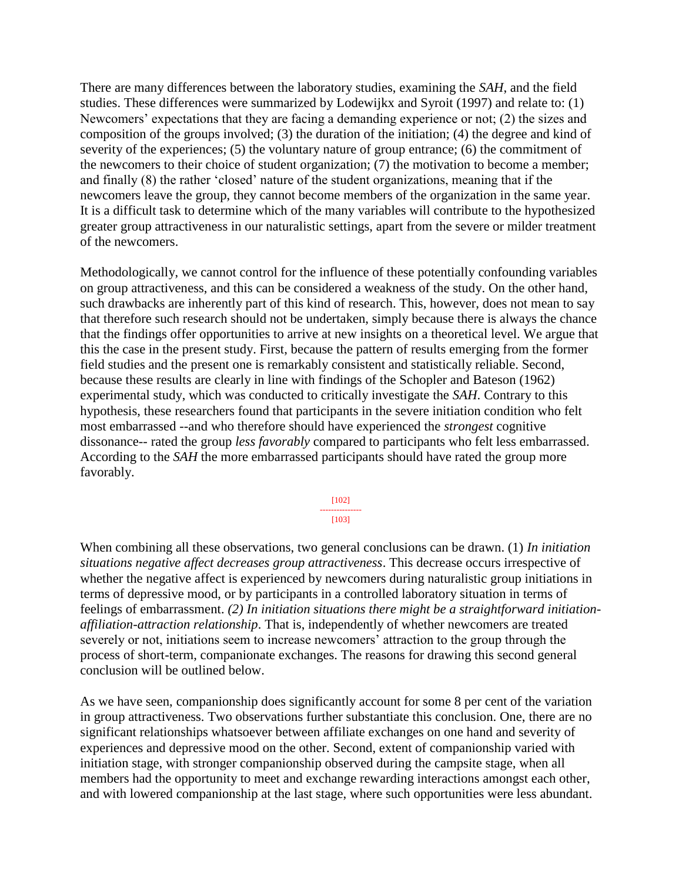There are many differences between the laboratory studies, examining the *SAH*, and the field studies. These differences were summarized by Lodewijkx and Syroit (1997) and relate to: (1) Newcomers' expectations that they are facing a demanding experience or not; (2) the sizes and composition of the groups involved; (3) the duration of the initiation; (4) the degree and kind of severity of the experiences; (5) the voluntary nature of group entrance; (6) the commitment of the newcomers to their choice of student organization; (7) the motivation to become a member; and finally (8) the rather 'closed' nature of the student organizations, meaning that if the newcomers leave the group, they cannot become members of the organization in the same year. It is a difficult task to determine which of the many variables will contribute to the hypothesized greater group attractiveness in our naturalistic settings, apart from the severe or milder treatment of the newcomers.

Methodologically, we cannot control for the influence of these potentially confounding variables on group attractiveness, and this can be considered a weakness of the study. On the other hand, such drawbacks are inherently part of this kind of research. This, however, does not mean to say that therefore such research should not be undertaken, simply because there is always the chance that the findings offer opportunities to arrive at new insights on a theoretical level. We argue that this the case in the present study. First, because the pattern of results emerging from the former field studies and the present one is remarkably consistent and statistically reliable. Second, because these results are clearly in line with findings of the Schopler and Bateson (1962) experimental study, which was conducted to critically investigate the *SAH*. Contrary to this hypothesis, these researchers found that participants in the severe initiation condition who felt most embarrassed --and who therefore should have experienced the *strongest* cognitive dissonance-- rated the group *less favorably* compared to participants who felt less embarrassed. According to the *SAH* the more embarrassed participants should have rated the group more favorably.

[102]
---------------
[103]

When combining all these observations, two general conclusions can be drawn. (1) *In initiation situations negative affect decreases group attractiveness*. This decrease occurs irrespective of whether the negative affect is experienced by newcomers during naturalistic group initiations in terms of depressive mood, or by participants in a controlled laboratory situation in terms of feelings of embarrassment. *(2) In initiation situations there might be a straightforward initiation-affiliation-attraction relationship*. That is, independently of whether newcomers are treated severely or not, initiations seem to increase newcomers' attraction to the group through the process of short-term, companionate exchanges. The reasons for drawing this second general conclusion will be outlined below.

As we have seen, companionship does significantly account for some 8 per cent of the variation in group attractiveness. Two observations further substantiate this conclusion. One, there are no significant relationships whatsoever between affiliate exchanges on one hand and severity of experiences and depressive mood on the other. Second, extent of companionship varied with initiation stage, with stronger companionship observed during the campsite stage, when all members had the opportunity to meet and exchange rewarding interactions amongst each other, and with lowered companionship at the last stage, where such opportunities were less abundant.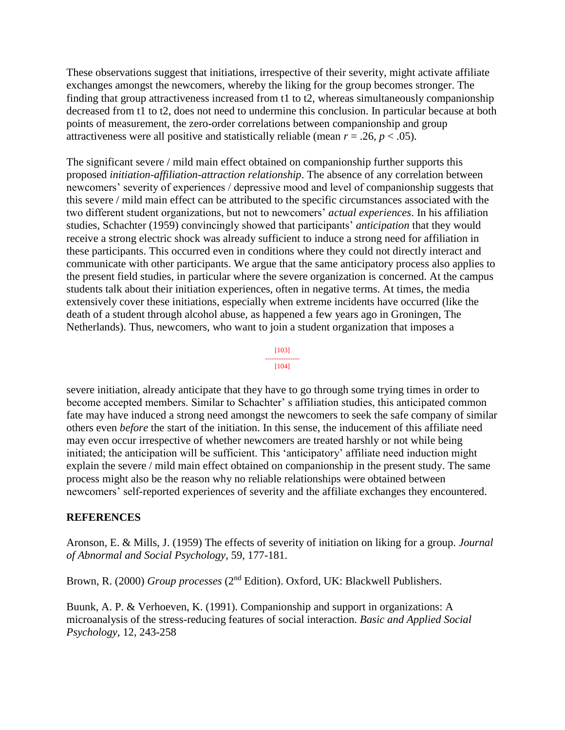These observations suggest that initiations, irrespective of their severity, might activate affiliate exchanges amongst the newcomers, whereby the liking for the group becomes stronger. The finding that group attractiveness increased from t1 to t2, whereas simultaneously companionship decreased from t1 to t2, does not need to undermine this conclusion. In particular because at both points of measurement, the zero-order correlations between companionship and group attractiveness were all positive and statistically reliable (mean $r = .26$, $p < .05$).

The significant severe / mild main effect obtained on companionship further supports this proposed *initiation-affiliation-attraction relationship*. The absence of any correlation between newcomers' severity of experiences / depressive mood and level of companionship suggests that this severe / mild main effect can be attributed to the specific circumstances associated with the two different student organizations, but not to newcomers' *actual experiences*. In his affiliation studies, Schachter (1959) convincingly showed that participants' *anticipation* that they would receive a strong electric shock was already sufficient to induce a strong need for affiliation in these participants. This occurred even in conditions where they could not directly interact and communicate with other participants. We argue that the same anticipatory process also applies to the present field studies, in particular where the severe organization is concerned. At the campus students talk about their initiation experiences, often in negative terms. At times, the media extensively cover these initiations, especially when extreme incidents have occurred (like the death of a student through alcohol abuse, as happened a few years ago in Groningen, The Netherlands). Thus, newcomers, who want to join a student organization that imposes a severe initiation, already anticipate that they have to go through some trying times in order to become accepted members. Similar to Schachter' s affiliation studies, this anticipated common fate may have induced a strong need amongst the newcomers to seek the safe company of similar others even *before* the start of the initiation. In this sense, the inducement of this affiliate need may even occur irrespective of whether newcomers are treated harshly or not while being initiated; the anticipation will be sufficient. This 'anticipatory' affiliate need induction might explain the severe / mild main effect obtained on companionship in the present study. The same process might also be the reason why no reliable relationships were obtained between newcomers' self-reported experiences of severity and the affiliate exchanges they encountered.

## REFERENCES

Aronson, E. & Mills, J. (1959) The effects of severity of initiation on liking for a group. *Journal of Abnormal and Social Psychology*, 59, 177-181.

Brown, R. (2000) *Group processes* (2nd Edition). Oxford, UK: Blackwell Publishers.

Buunk, A. P. & Verhoeven, K. (1991). Companionship and support in organizations: A microanalysis of the stress-reducing features of social interaction. *Basic and Applied Social Psychology*, 12, 243-258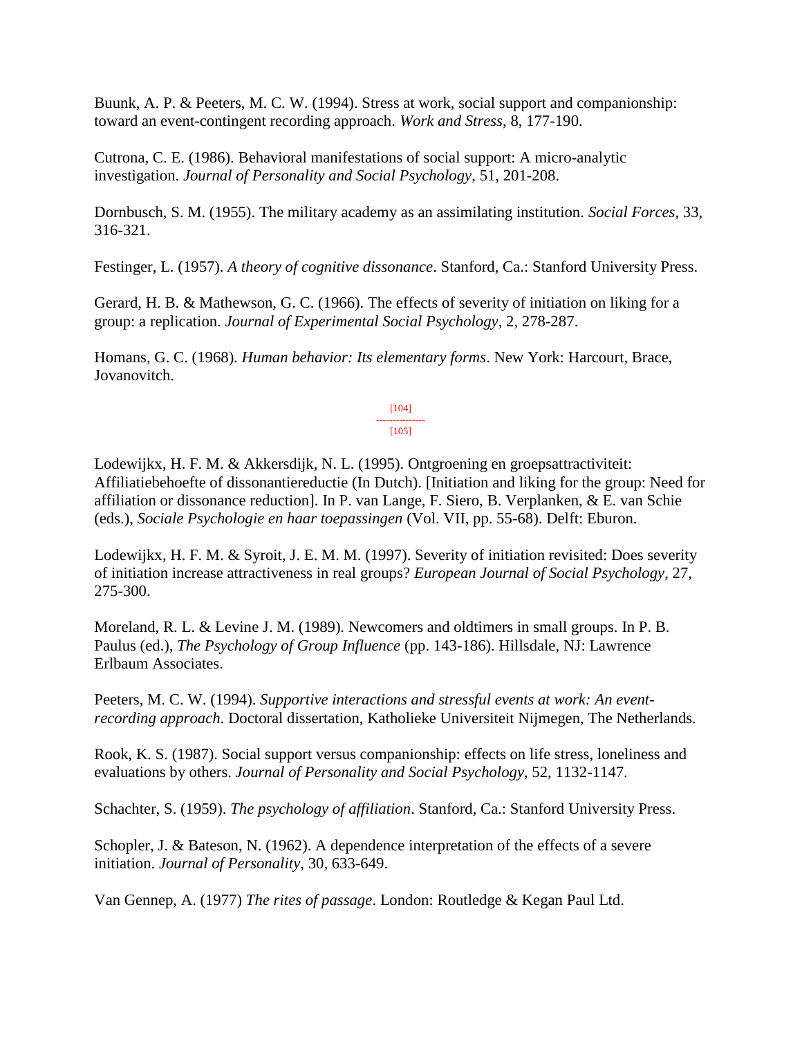Buunk, A. P. & Peeters, M. C. W. (1994). Stress at work, social support and companionship: toward an event-contingent recording approach. *Work and Stress*, 8, 177-190.

Cutrona, C. E. (1986). Behavioral manifestations of social support: A micro-analytic investigation. *Journal of Personality and Social Psychology*, 51, 201-208.

Dornbusch, S. M. (1955). The military academy as an assimilating institution. *Social Forces*, 33, 316-321.

Festinger, L. (1957). *A theory of cognitive dissonance*. Stanford, Ca.: Stanford University Press.

Gerard, H. B. & Mathewson, G. C. (1966). The effects of severity of initiation on liking for a group: a replication. *Journal of Experimental Social Psychology*, 2, 278-287.

Homans, G. C. (1968). *Human behavior: Its elementary forms*. New York: Harcourt, Brace, Jovanovitch.

[104]
---------------
[105]

Lodewijkx, H. F. M. & Akkersdijk, N. L. (1995). Ontgroening en groepsattractiviteit: Affiliatiebehoefte of dissonantiereductie (In Dutch). [Initiation and liking for the group: Need for affiliation or dissonance reduction]. In P. van Lange, F. Siero, B. Verplanken, & E. van Schie (eds.), *Sociale Psychologie en haar toepassingen* (Vol. VII, pp. 55-68). Delft: Eburon.

Lodewijkx, H. F. M. & Syroit, J. E. M. M. (1997). Severity of initiation revisited: Does severity of initiation increase attractiveness in real groups? *European Journal of Social Psychology*, 27, 275-300.

Moreland, R. L. & Levine J. M. (1989). Newcomers and oldtimers in small groups. In P. B. Paulus (ed.), *The Psychology of Group Influence* (pp. 143-186). Hillsdale, NJ: Lawrence Erlbaum Associates.

Peeters, M. C. W. (1994). *Supportive interactions and stressful events at work: An event-recording approach*. Doctoral dissertation, Katholieke Universiteit Nijmegen, The Netherlands.

Rook, K. S. (1987). Social support versus companionship: effects on life stress, loneliness and evaluations by others. *Journal of Personality and Social Psychology*, 52, 1132-1147.

Schachter, S. (1959). *The psychology of affiliation*. Stanford, Ca.: Stanford University Press.

Schopler, J. & Bateson, N. (1962). A dependence interpretation of the effects of a severe initiation. *Journal of Personality*, 30, 633-649.

Van Gennep, A. (1977) *The rites of passage*. London: Routledge & Kegan Paul Ltd.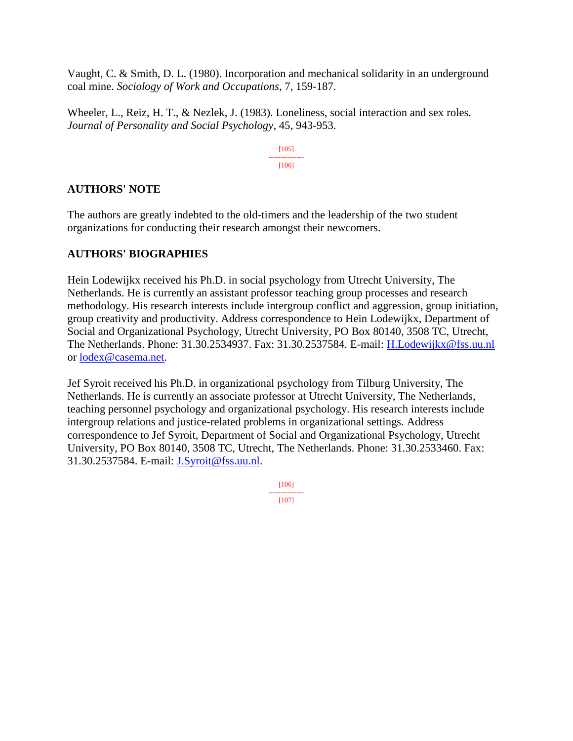Vaught, C. & Smith, D. L. (1980). Incorporation and mechanical solidarity in an underground coal mine. *Sociology of Work and Occupations*, 7, 159-187.

Wheeler, L., Reiz, H. T., & Nezlek, J. (1983). Loneliness, social interaction and sex roles. *Journal of Personality and Social Psychology*, 45, 943-953.

## AUTHORS' NOTE

The authors are greatly indebted to the old-timers and the leadership of the two student organizations for conducting their research amongst their newcomers.

## AUTHORS' BIOGRAPHIES

Hein Lodewijkx received his Ph.D. in social psychology from Utrecht University, The Netherlands. He is currently an assistant professor teaching group processes and research methodology. His research interests include intergroup conflict and aggression, group initiation, group creativity and productivity. Address correspondence to Hein Lodewijkx, Department of Social and Organizational Psychology, Utrecht University, PO Box 80140, 3508 TC, Utrecht, The Netherlands. Phone: 31.30.2534937. Fax: 31.30.2537584. E-mail: H.Lodewijkx@fss.uu.nl or lodex@casema.net.

Jef Syroit received his Ph.D. in organizational psychology from Tilburg University, The Netherlands. He is currently an associate professor at Utrecht University, The Netherlands, teaching personnel psychology and organizational psychology. His research interests include intergroup relations and justice-related problems in organizational settings. Address correspondence to Jef Syroit, Department of Social and Organizational Psychology, Utrecht University, PO Box 80140, 3508 TC, Utrecht, The Netherlands. Phone: 31.30.2533460. Fax: 31.30.2537584. E-mail: J.Syroit@fss.uu.nl.